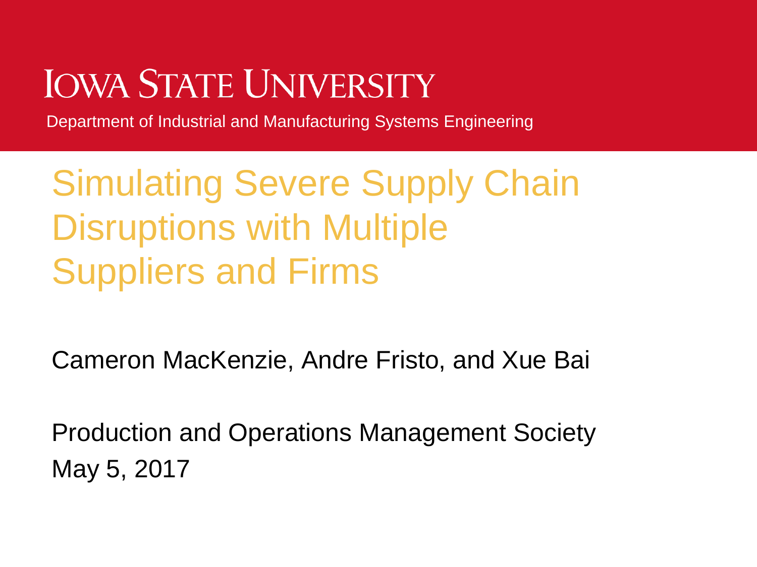Iowa State University

Department of Industrial and Manufacturing Systems Engineering

# Simulating Severe Supply Chain Disruptions with Multiple Suppliers and Firms

Cameron MacKenzie, Andre Fristo, and Xue Bai

Production and Operations Management Society

May 5, 2017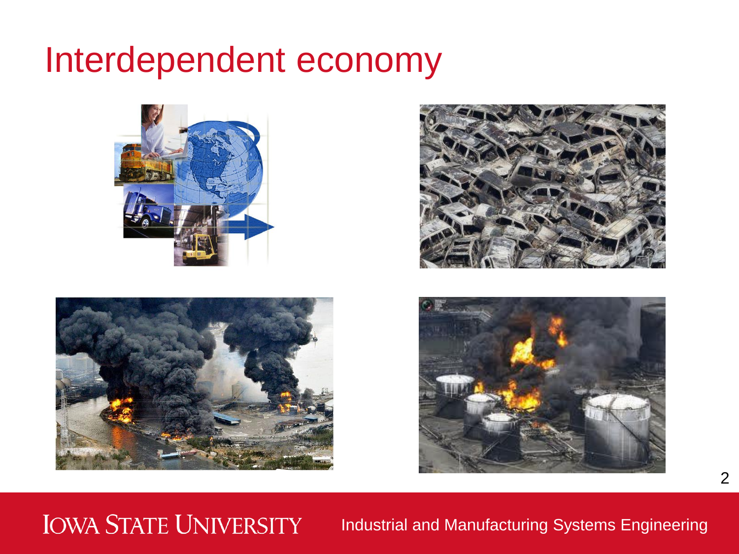# Interdependent economy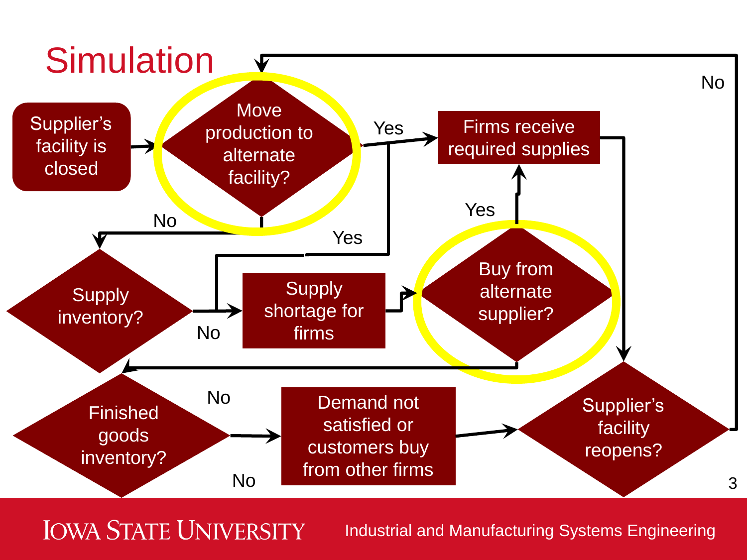# Simulation

Supplier's facility is closed

Move production to alternate facility?

Yes

Firms receive required supplies

No

Yes

Yes

Supply inventory?

No

Supply shortage for firms

Buy from alternate supplier?

No

No

Finished goods inventory?

Demand not satisfied or customers buy from other firms

Supplier's facility reopens?

No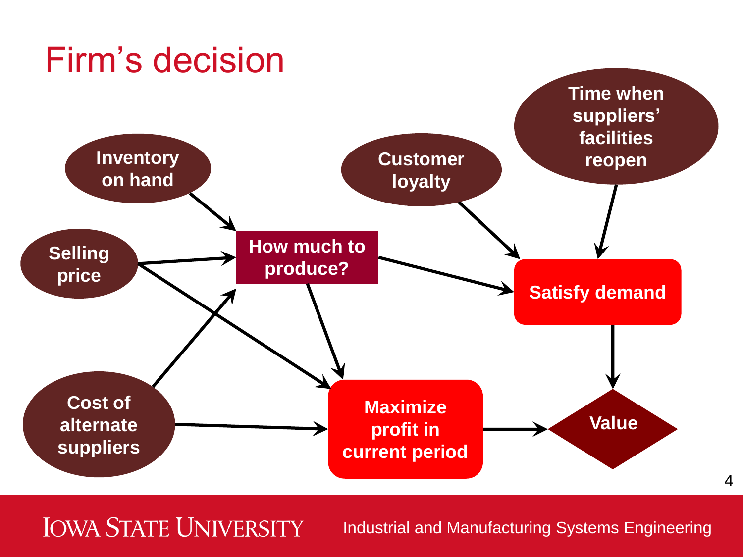# Firm's decision

- Inventory on hand
- Selling price
- Cost of alternate suppliers
- How much to produce?
- Customer loyalty
- Time when suppliers' facilities reopen
- Satisfy demand
- Maximize profit in current period
- Value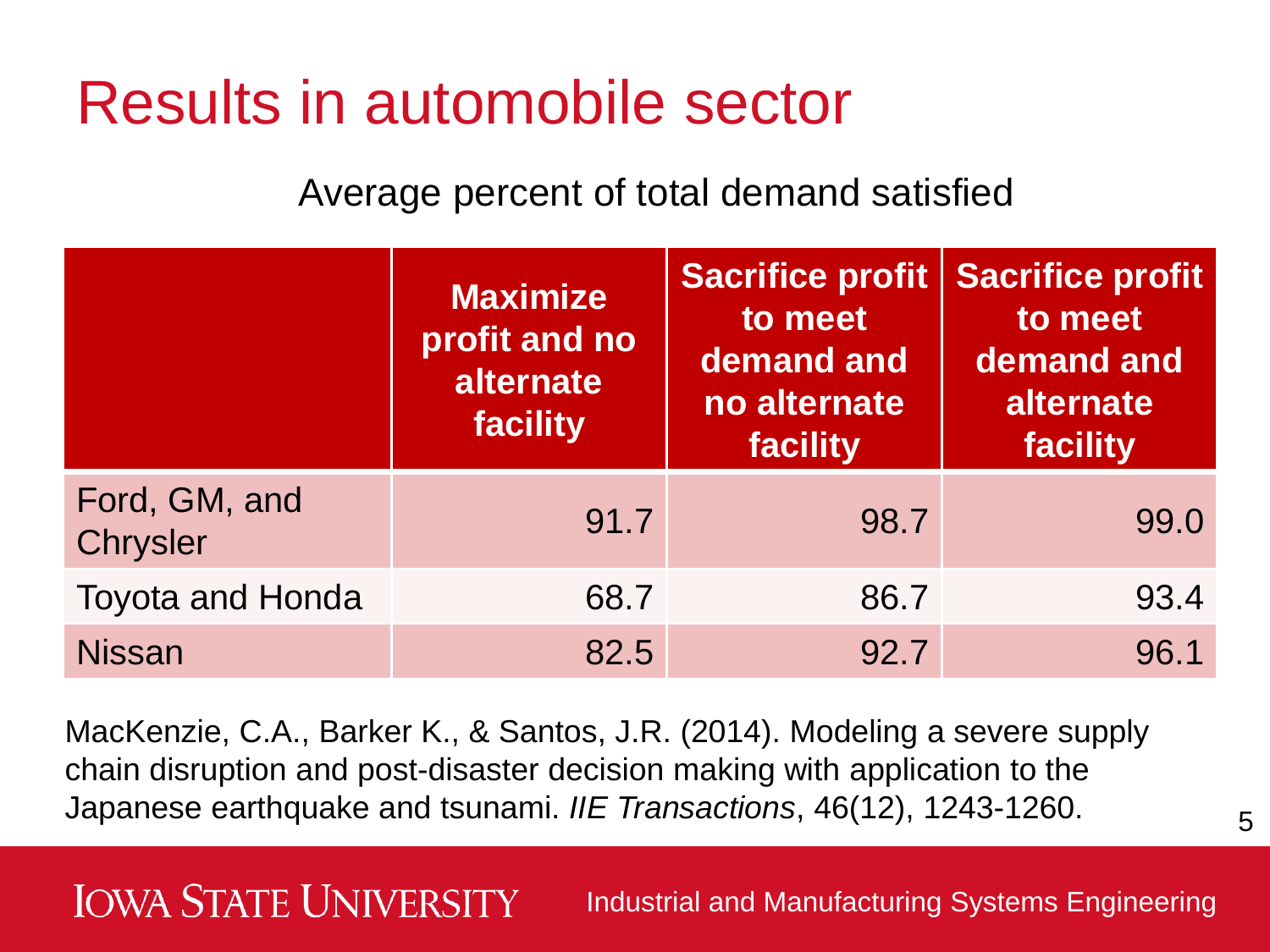# Results in automobile sector

Average percent of total demand satisfied

| | Maximize profit and no alternate facility | Sacrifice profit to meet demand and no alternate facility | Sacrifice profit to meet demand and alternate facility |
|---|---|---|---|
| Ford, GM, and Chrysler | 91.7 | 98.7 | 99.0 |
| Toyota and Honda | 68.7 | 86.7 | 93.4 |
| Nissan | 82.5 | 92.7 | 96.1 |

MacKenzie, C.A., Barker K., & Santos, J.R. (2014). Modeling a severe supply chain disruption and post-disaster decision making with application to the Japanese earthquake and tsunami. *IIE Transactions*, 46(12), 1243-1260.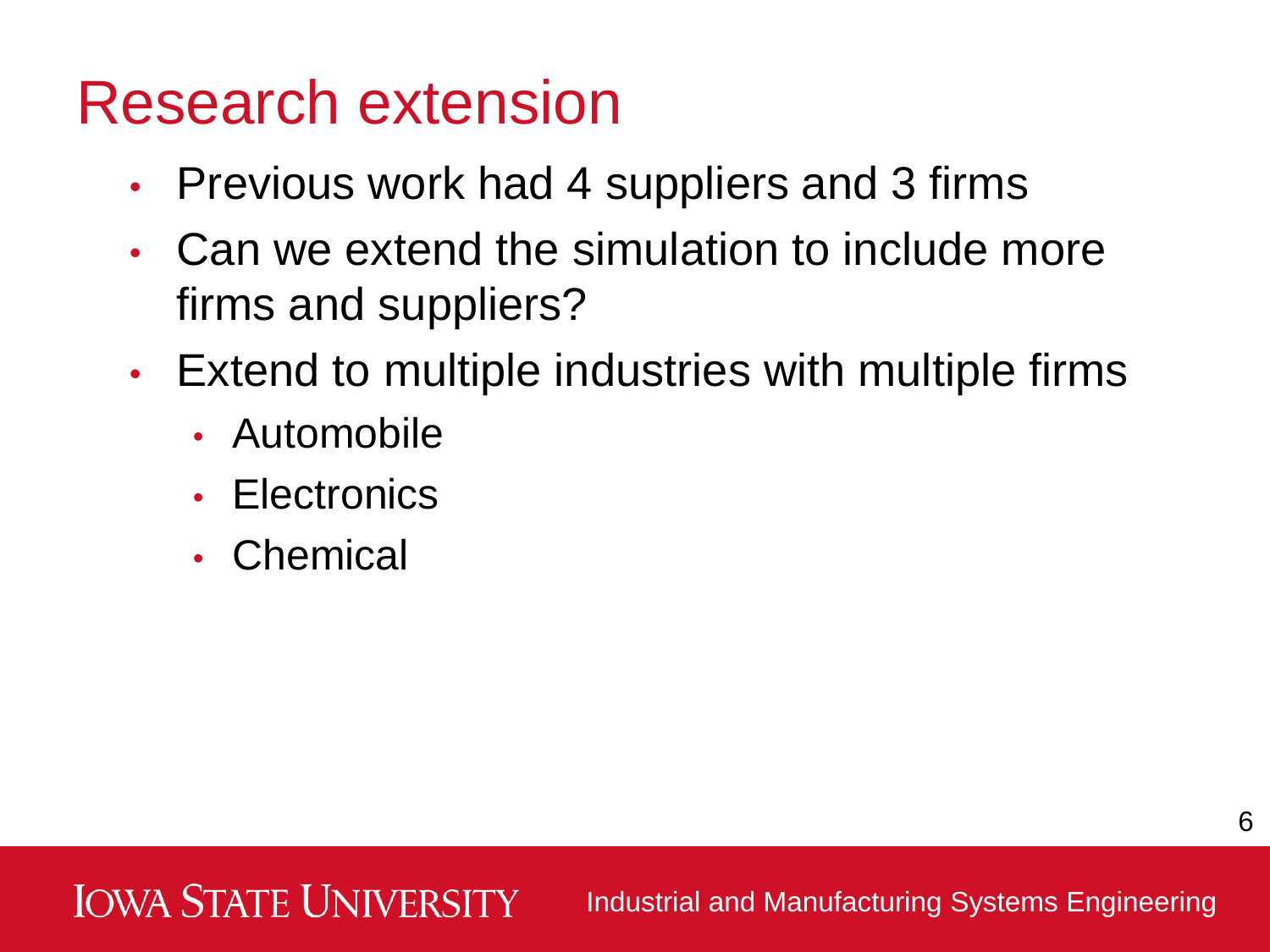# Research extension

- Previous work had 4 suppliers and 3 firms
- Can we extend the simulation to include more firms and suppliers?
- Extend to multiple industries with multiple firms
  - Automobile
  - Electronics
  - Chemical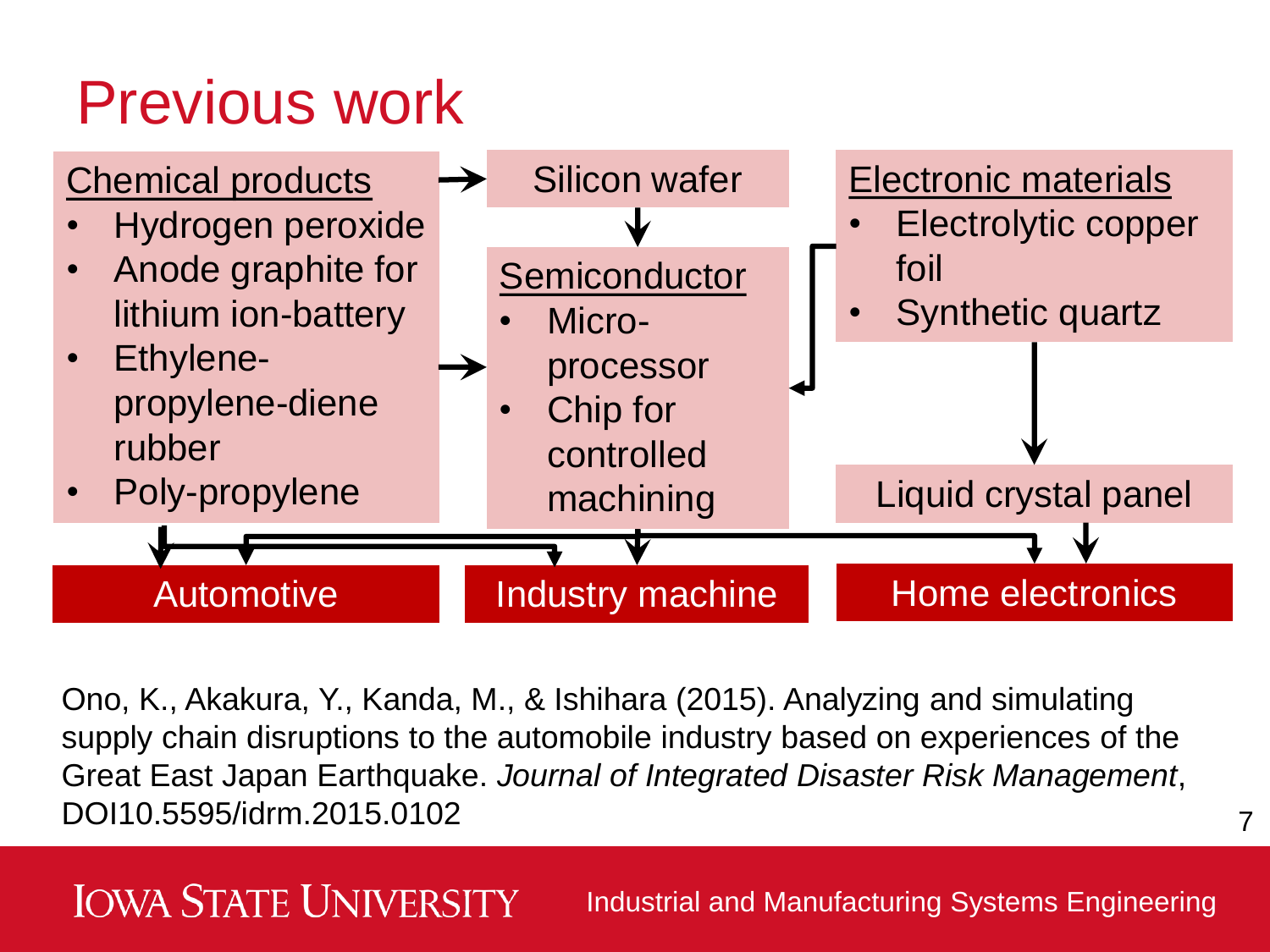# Previous work

**Chemical products**
- Hydrogen peroxide
- Anode graphite for lithium ion-battery
- Ethylene-propylene-diene rubber
- Poly-propylene

**Silicon wafer**

**Semiconductor**
- Micro-processor
- Chip for controlled machining

**Electronic materials**
- Electrolytic copper foil
- Synthetic quartz

**Liquid crystal panel**

**Automotive** | **Industry machine** | **Home electronics**

Ono, K., Akakura, Y., Kanda, M., & Ishihara (2015). Analyzing and simulating supply chain disruptions to the automobile industry based on experiences of the Great East Japan Earthquake. *Journal of Integrated Disaster Risk Management*, DOI10.5595/idrm.2015.0102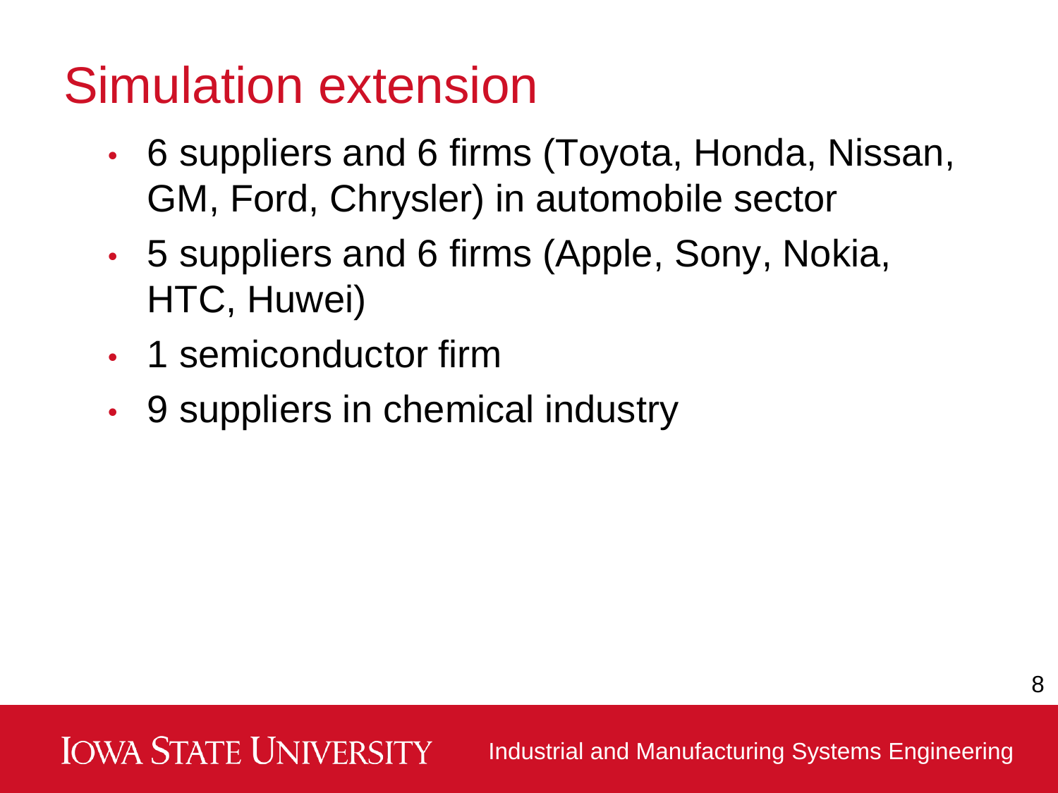# Simulation extension

- 6 suppliers and 6 firms (Toyota, Honda, Nissan, GM, Ford, Chrysler) in automobile sector
- 5 suppliers and 6 firms (Apple, Sony, Nokia, HTC, Huwei)
- 1 semiconductor firm
- 9 suppliers in chemical industry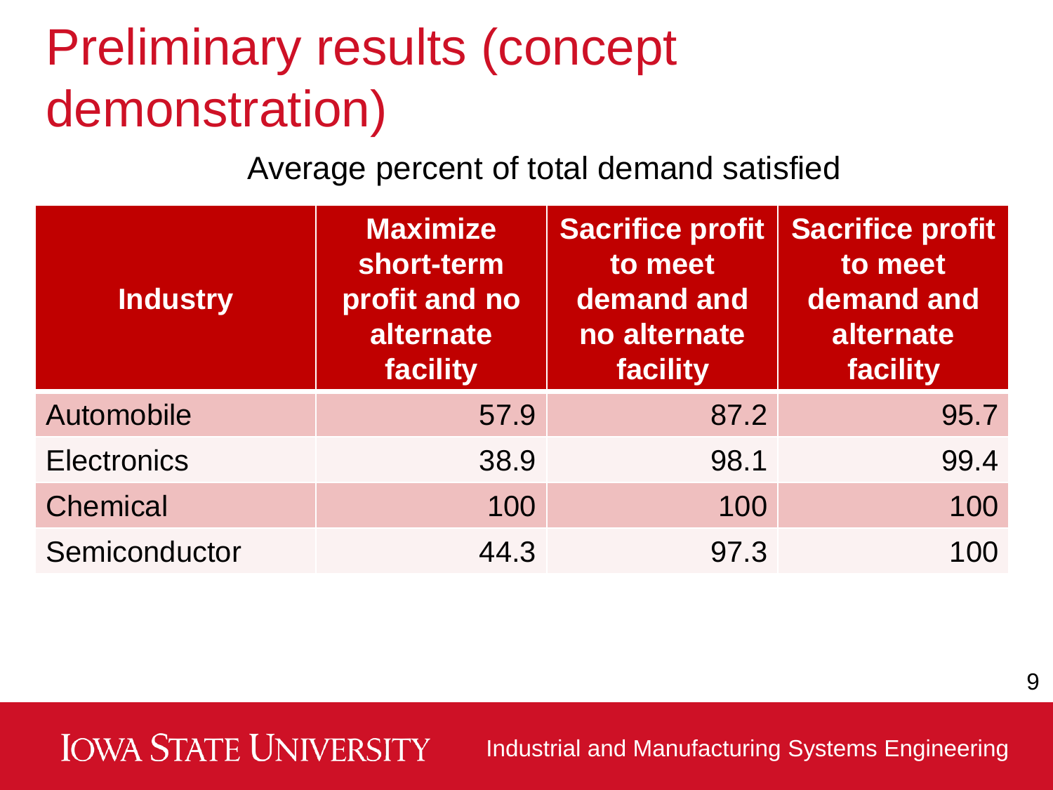# Preliminary results (concept demonstration)

Average percent of total demand satisfied

| Industry | Maximize short-term profit and no alternate facility | Sacrifice profit to meet demand and no alternate facility | Sacrifice profit to meet demand and alternate facility |
|---|---|---|---|
| Automobile | 57.9 | 87.2 | 95.7 |
| Electronics | 38.9 | 98.1 | 99.4 |
| Chemical | 100 | 100 | 100 |
| Semiconductor | 44.3 | 97.3 | 100 |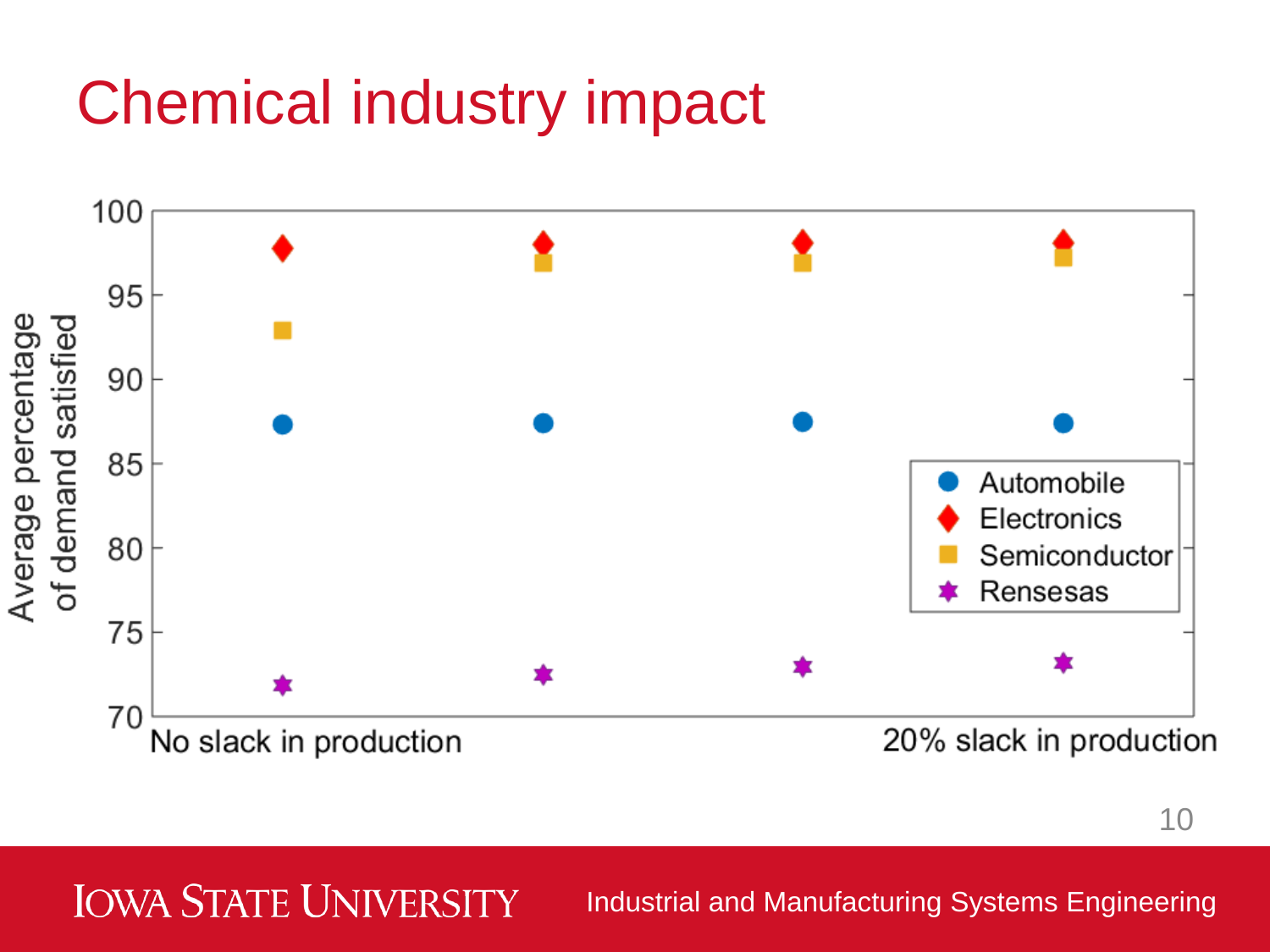# Chemical industry impact

Average percentage of demand satisfied

| | No slack in production | | | 20% slack in production |
|---|---|---|---|---|
| Automobile | 87.3 | 87.4 | 87.5 | 87.4 |
| Electronics | 97.8 | 98.0 | 98.1 | 98.2 |
| Semiconductor | 92.9 | 96.9 | 96.9 | 97.3 |
| Rensesas | 71.8 | 72.5 | 72.9 | 73.2 |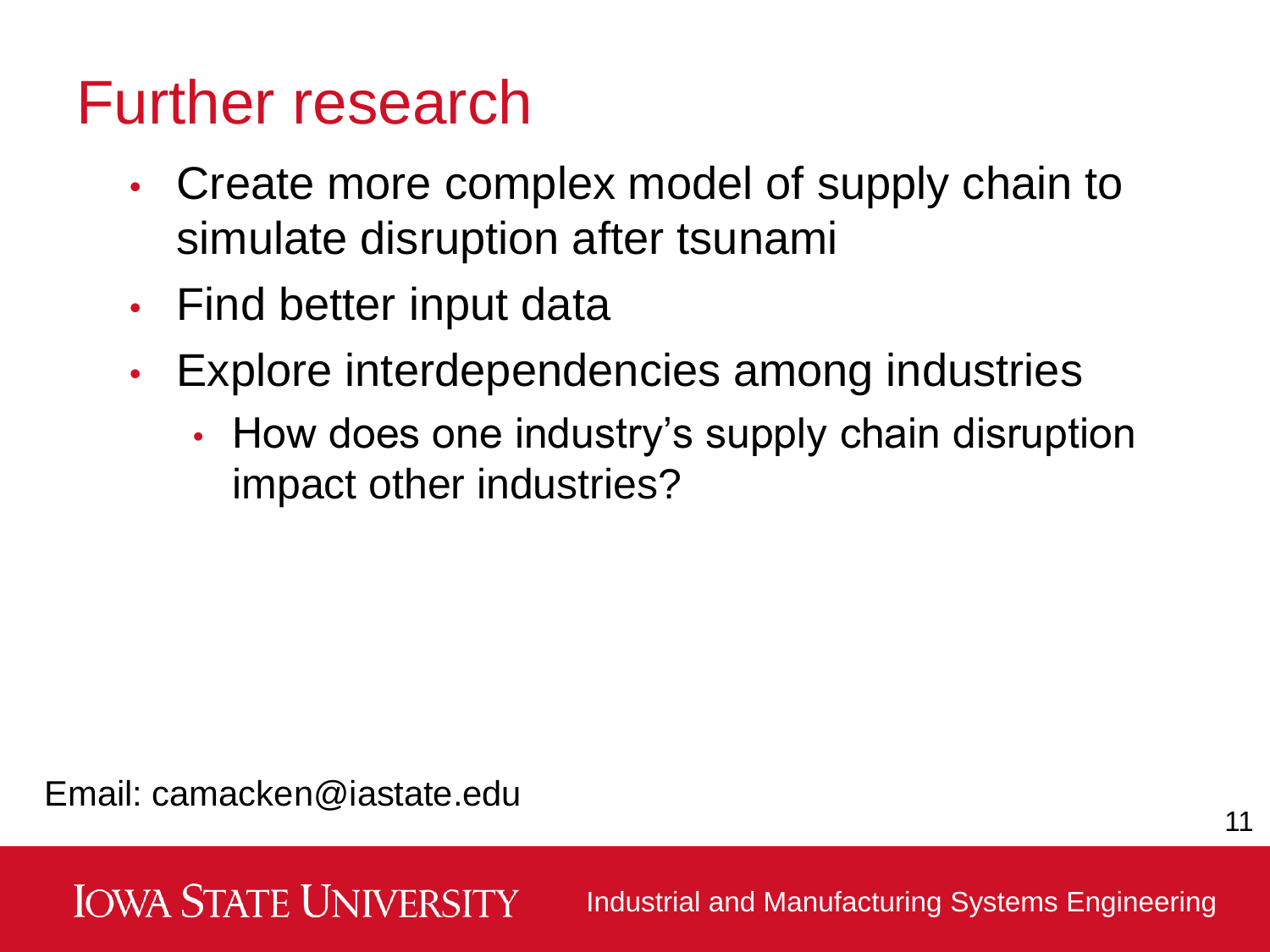# Further research

- Create more complex model of supply chain to simulate disruption after tsunami
- Find better input data
- Explore interdependencies among industries
  - How does one industry's supply chain disruption impact other industries?

Email: camacken@iastate.edu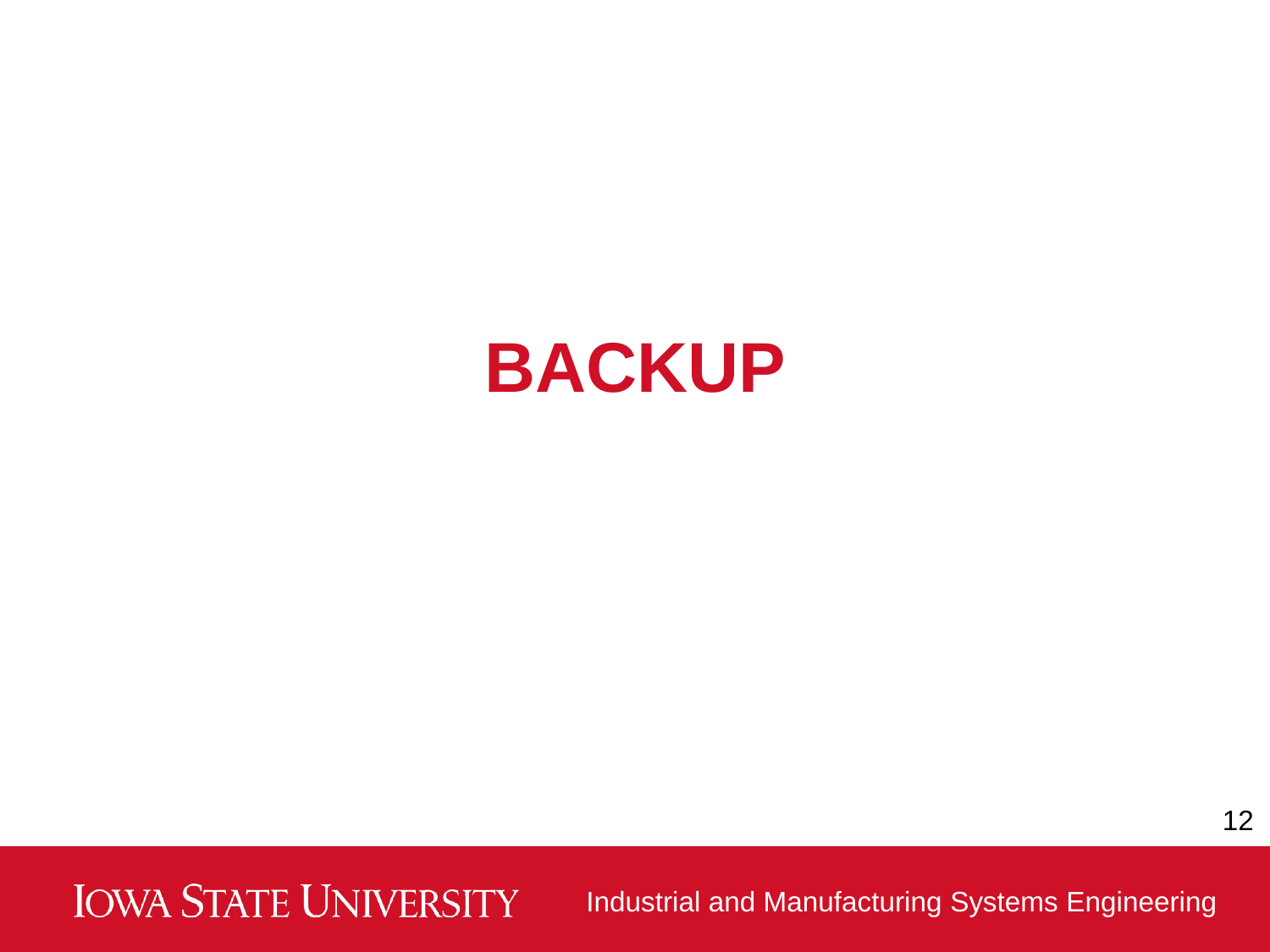# BACKUP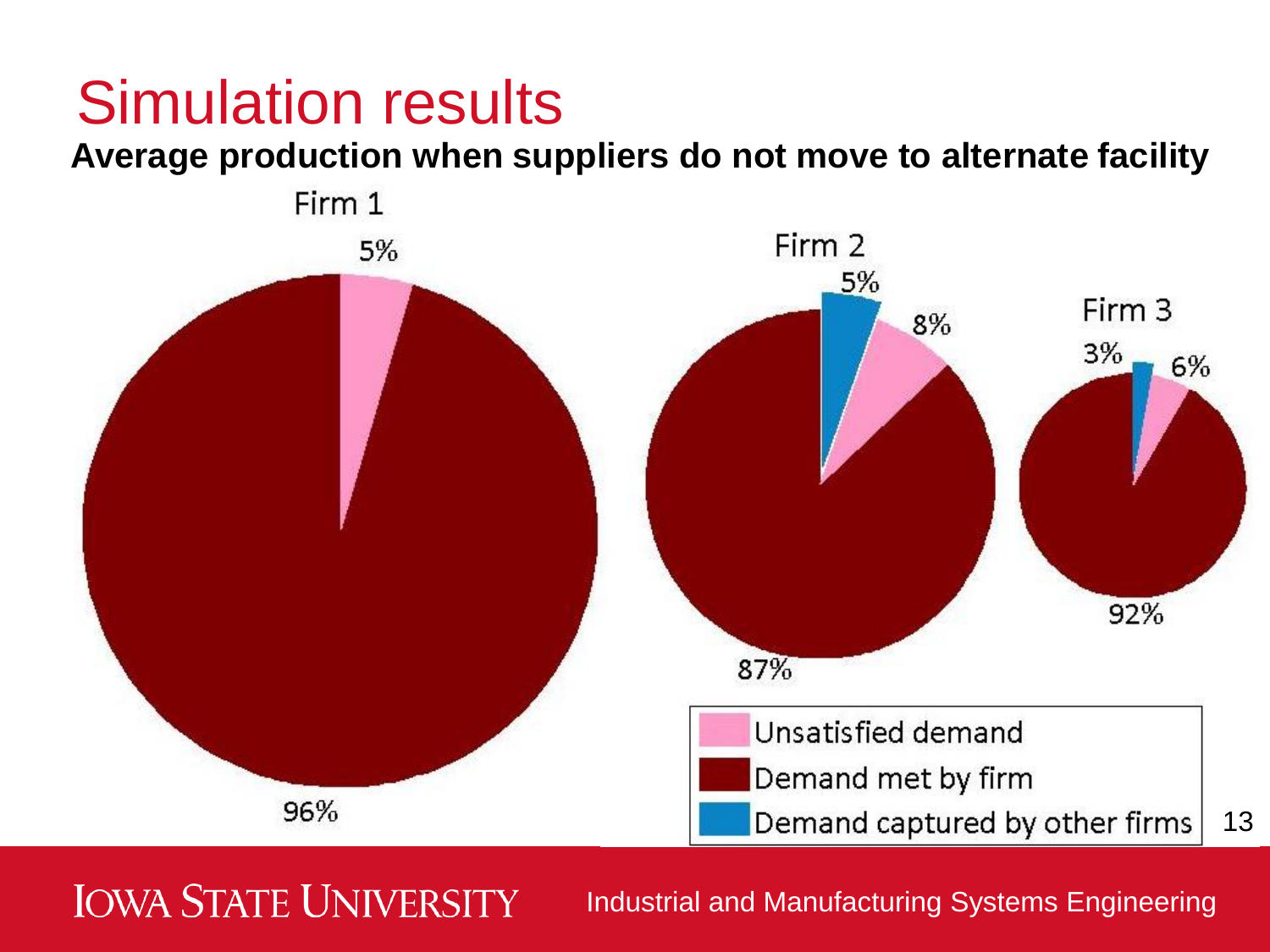# Simulation results

**Average production when suppliers do not move to alternate facility**

Firm 1

5%

96%

Firm 2

5%

8%

87%

Firm 3

3%

6%

92%

Unsatisfied demand

Demand met by firm

Demand captured by other firms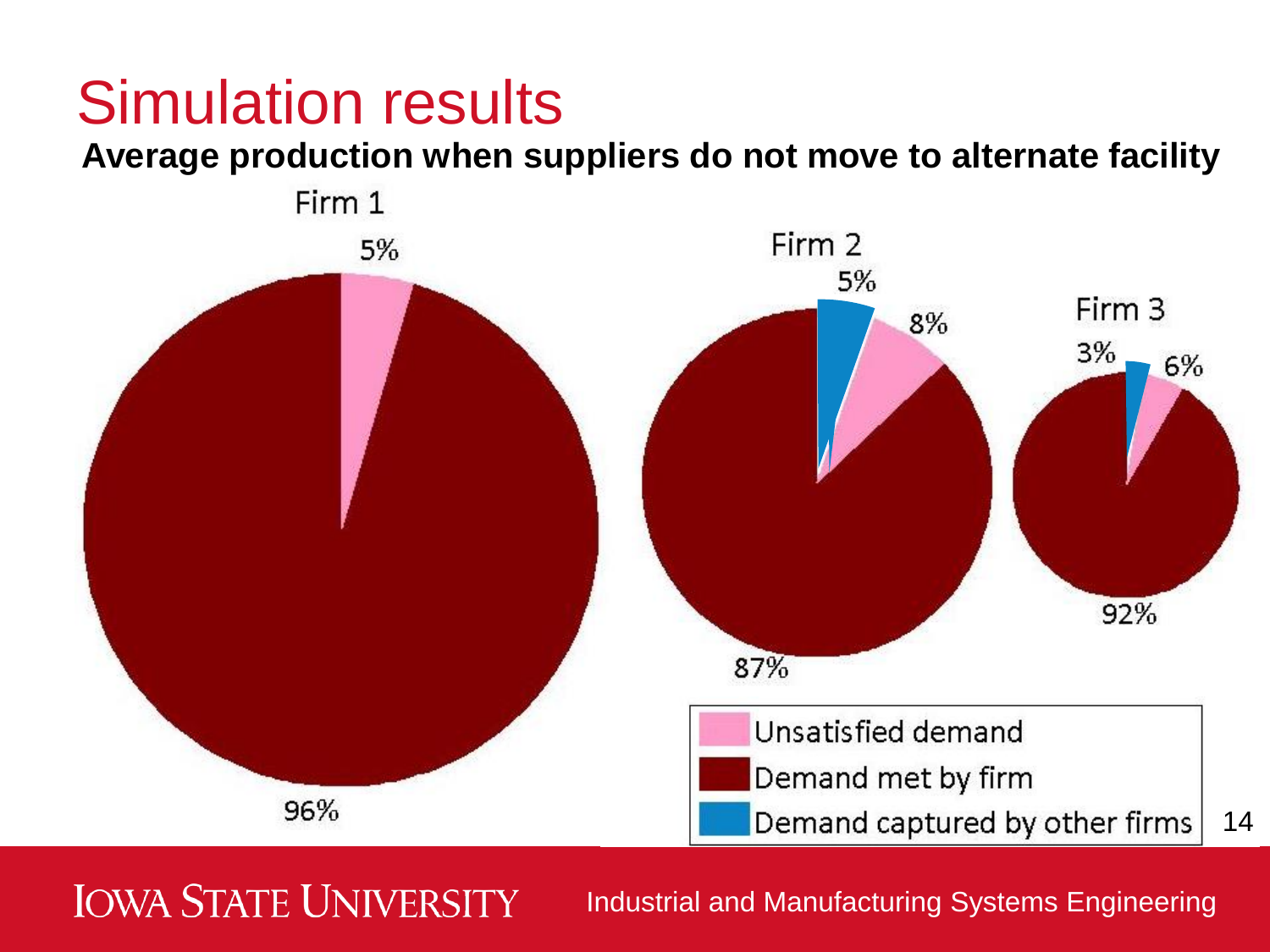# Simulation results

**Average production when suppliers do not move to alternate facility**

Firm 1

5%

96%

Firm 2

5%

8%

87%

Firm 3

3%

6%

92%

Unsatisfied demand

Demand met by firm

Demand captured by other firms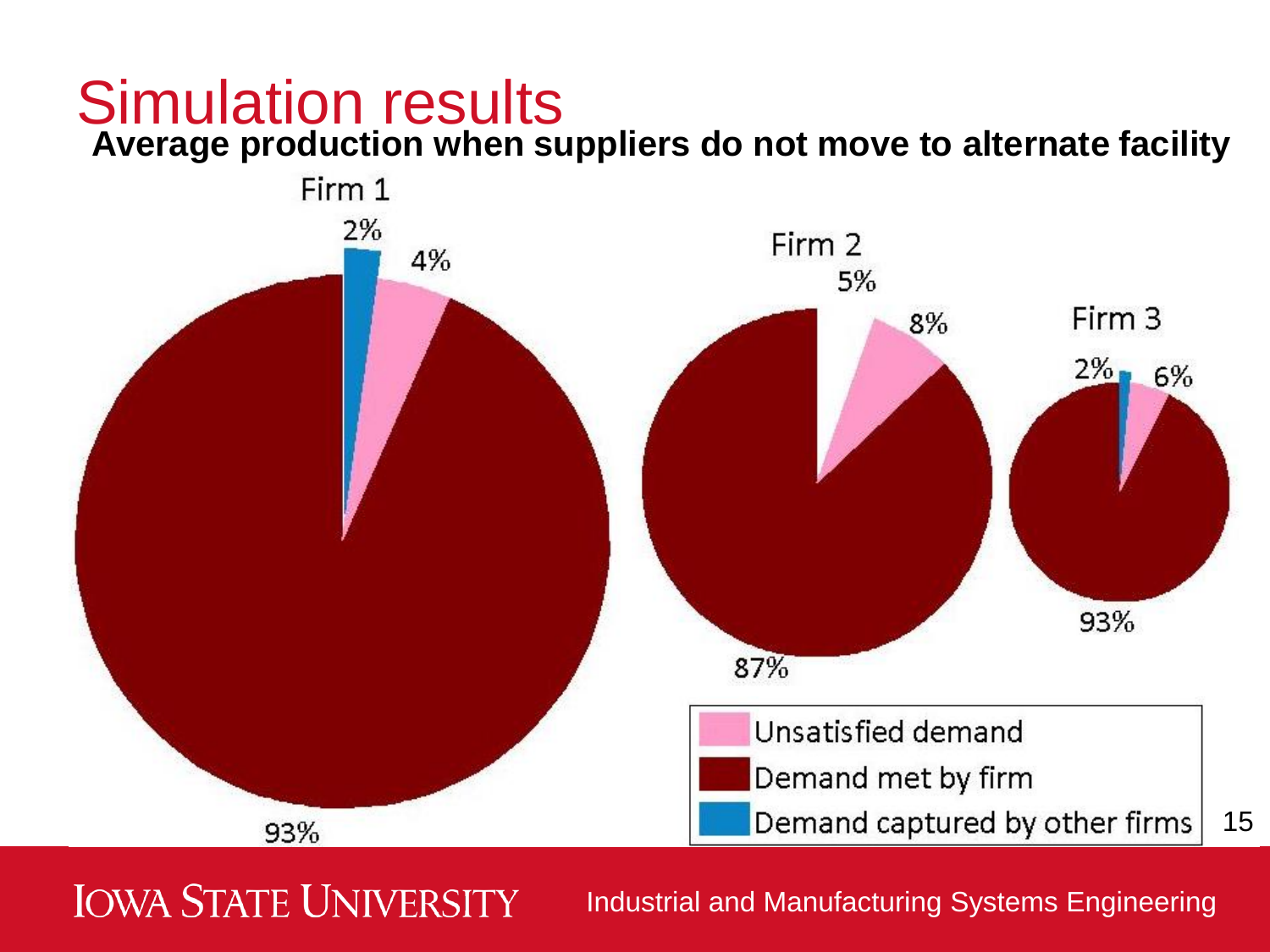# Simulation results

**Average production when suppliers do not move to alternate facility**

Firm 1

2%

4%

93%

Firm 2

5%

8%

87%

Firm 3

2%

6%

93%

- Unsatisfied demand
- Demand met by firm
- Demand captured by other firms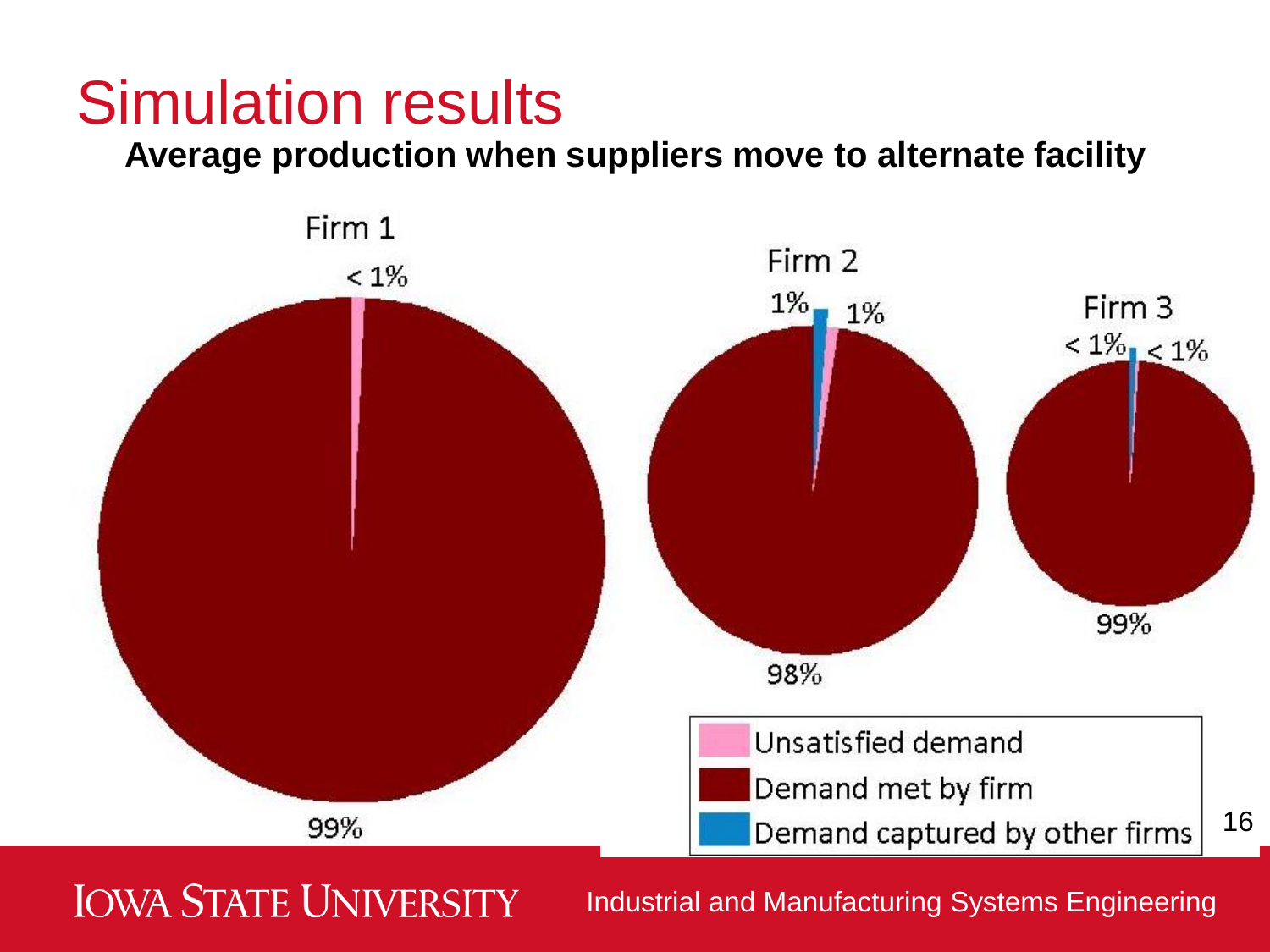# Simulation results

**Average production when suppliers move to alternate facility**

Firm 1

< 1%

99%

Firm 2

1% 1%

98%

Firm 3

< 1% < 1%

99%

Unsatisfied demand

Demand met by firm

Demand captured by other firms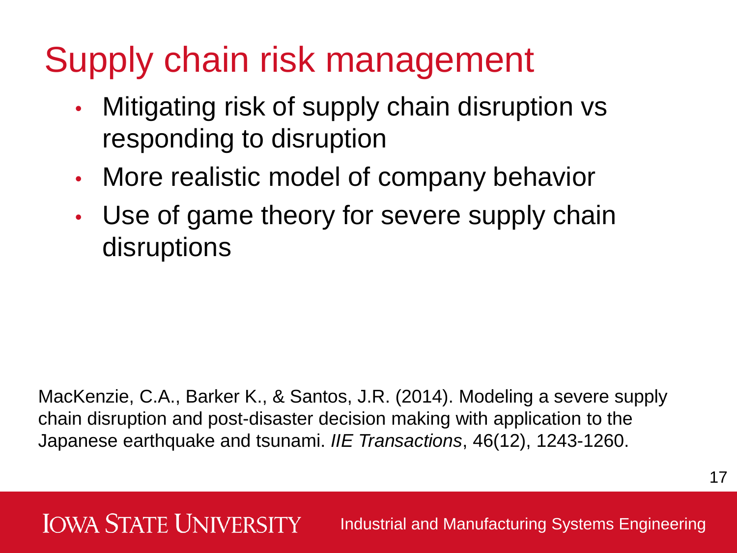# Supply chain risk management

- Mitigating risk of supply chain disruption vs responding to disruption
- More realistic model of company behavior
- Use of game theory for severe supply chain disruptions

MacKenzie, C.A., Barker K., & Santos, J.R. (2014). Modeling a severe supply chain disruption and post-disaster decision making with application to the Japanese earthquake and tsunami. *IIE Transactions*, 46(12), 1243-1260.